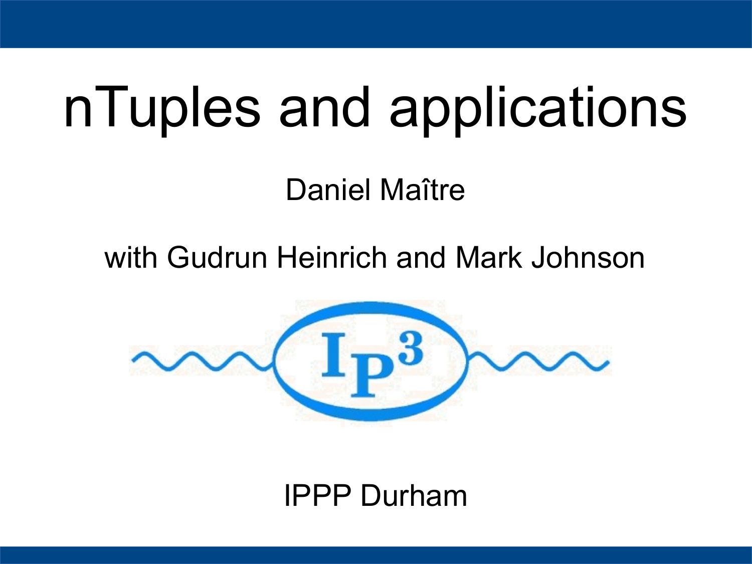# nTuples and applications

Daniel Maître

with Gudrun Heinrich and Mark Johnson

IPPP Durham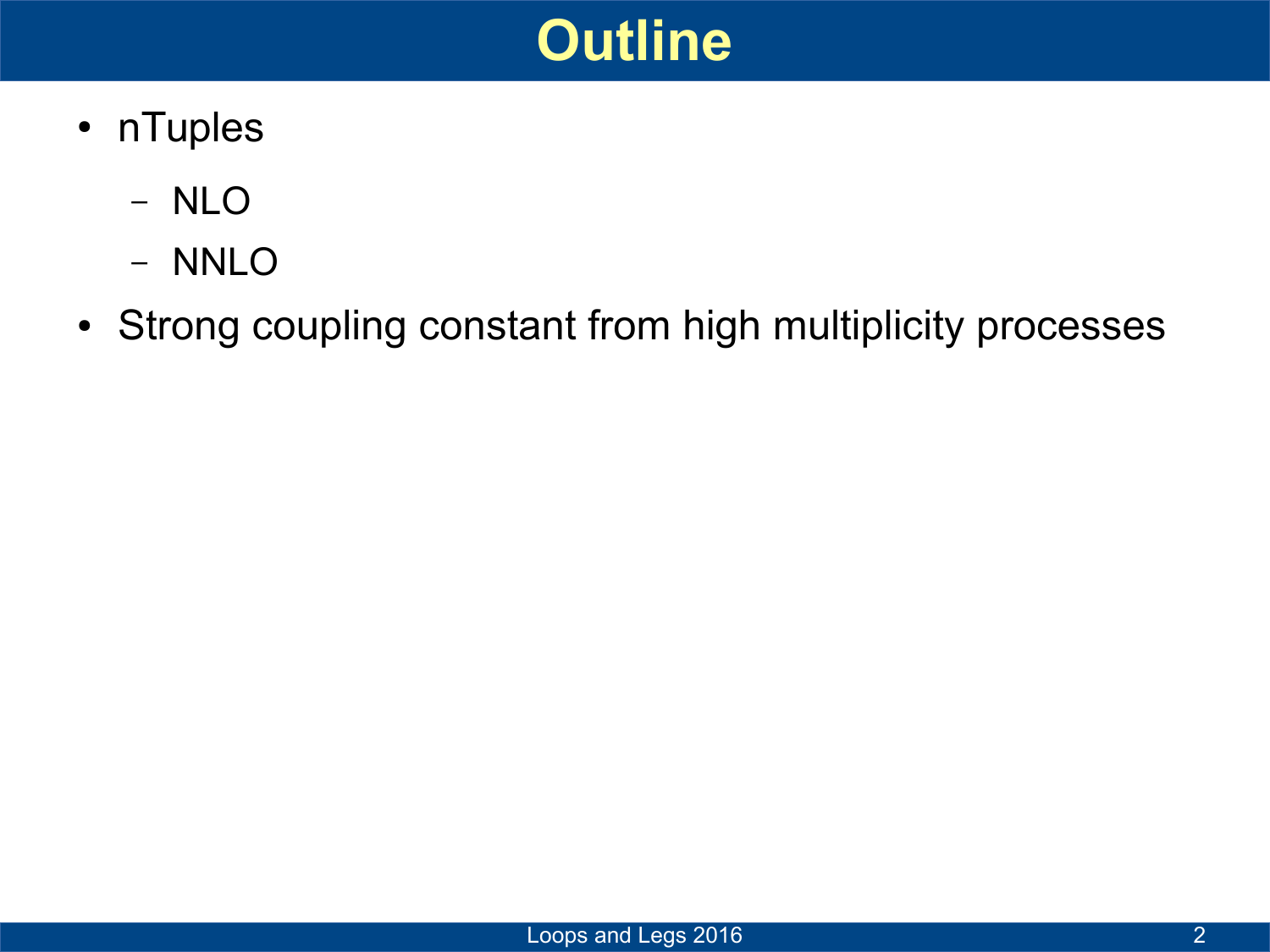# Outline

- nTuples
  - NLO
  - NNLO
- Strong coupling constant from high multiplicity processes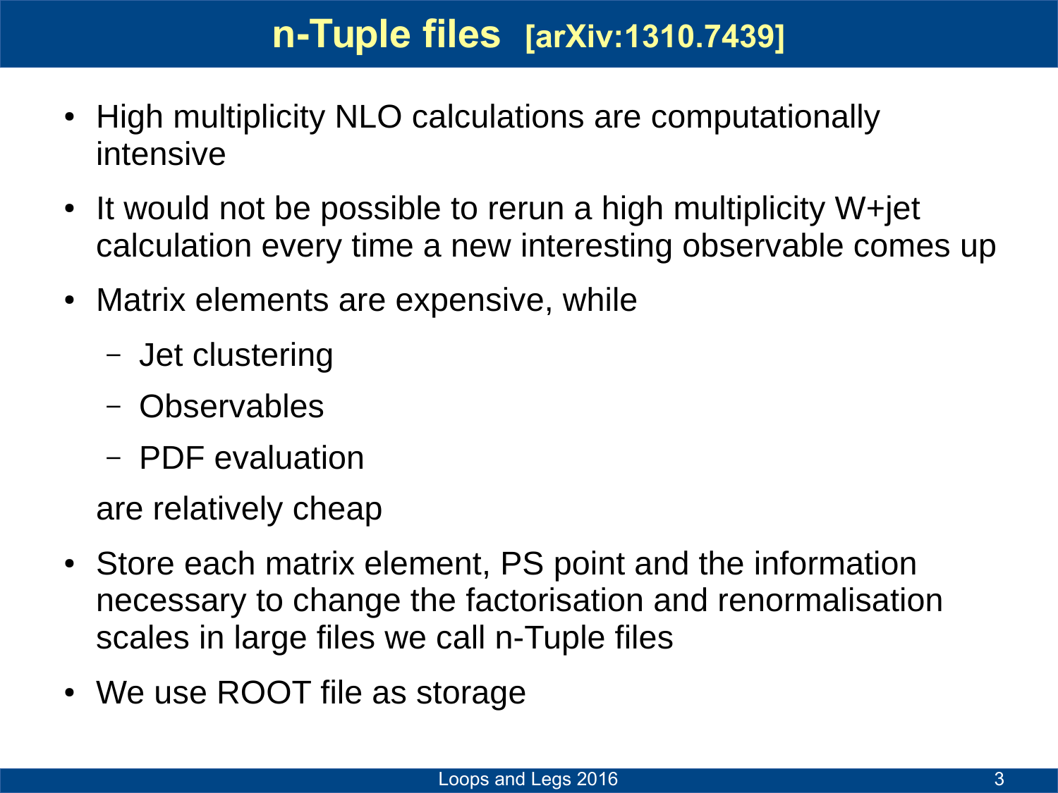# n-Tuple files [arXiv:1310.7439]

- High multiplicity NLO calculations are computationally intensive
- It would not be possible to rerun a high multiplicity W+jet calculation every time a new interesting observable comes up
- Matrix elements are expensive, while
  - Jet clustering
  - Observables
  - PDF evaluation

  are relatively cheap
- Store each matrix element, PS point and the information necessary to change the factorisation and renormalisation scales in large files we call n-Tuple files
- We use ROOT file as storage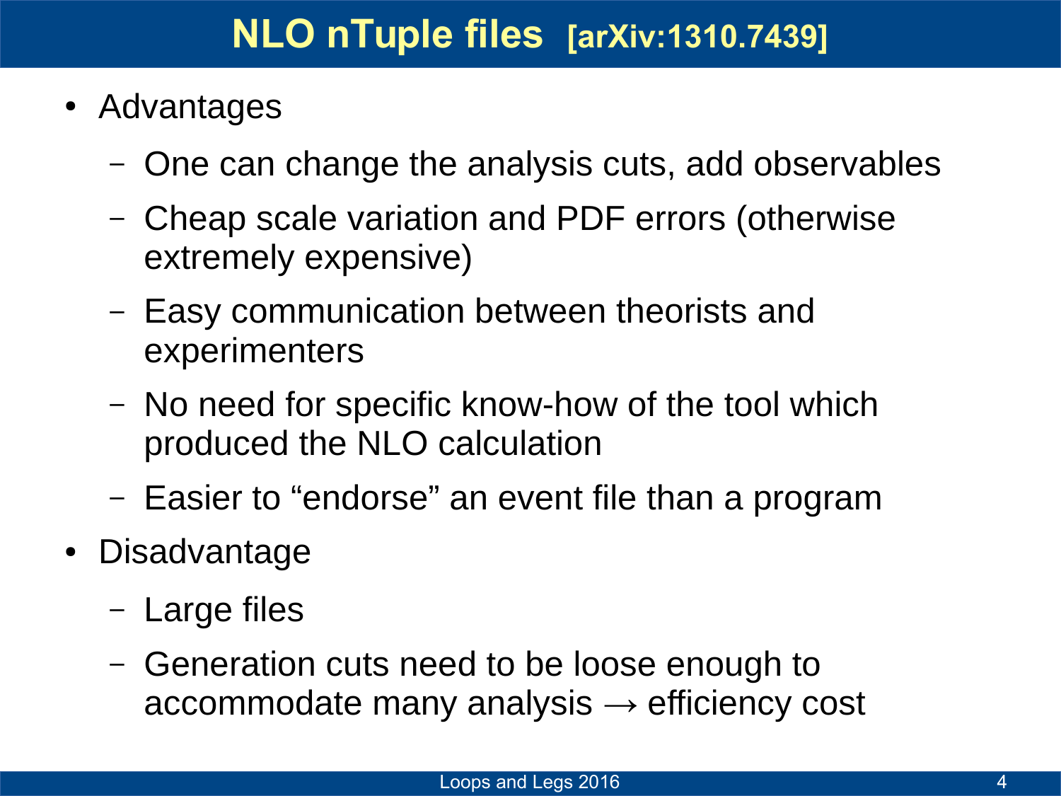# NLO nTuple files [arXiv:1310.7439]

- Advantages
  - One can change the analysis cuts, add observables
  - Cheap scale variation and PDF errors (otherwise extremely expensive)
  - Easy communication between theorists and experimenters
  - No need for specific know-how of the tool which produced the NLO calculation
  - Easier to “endorse” an event file than a program
- Disadvantage
  - Large files
  - Generation cuts need to be loose enough to accommodate many analysis → efficiency cost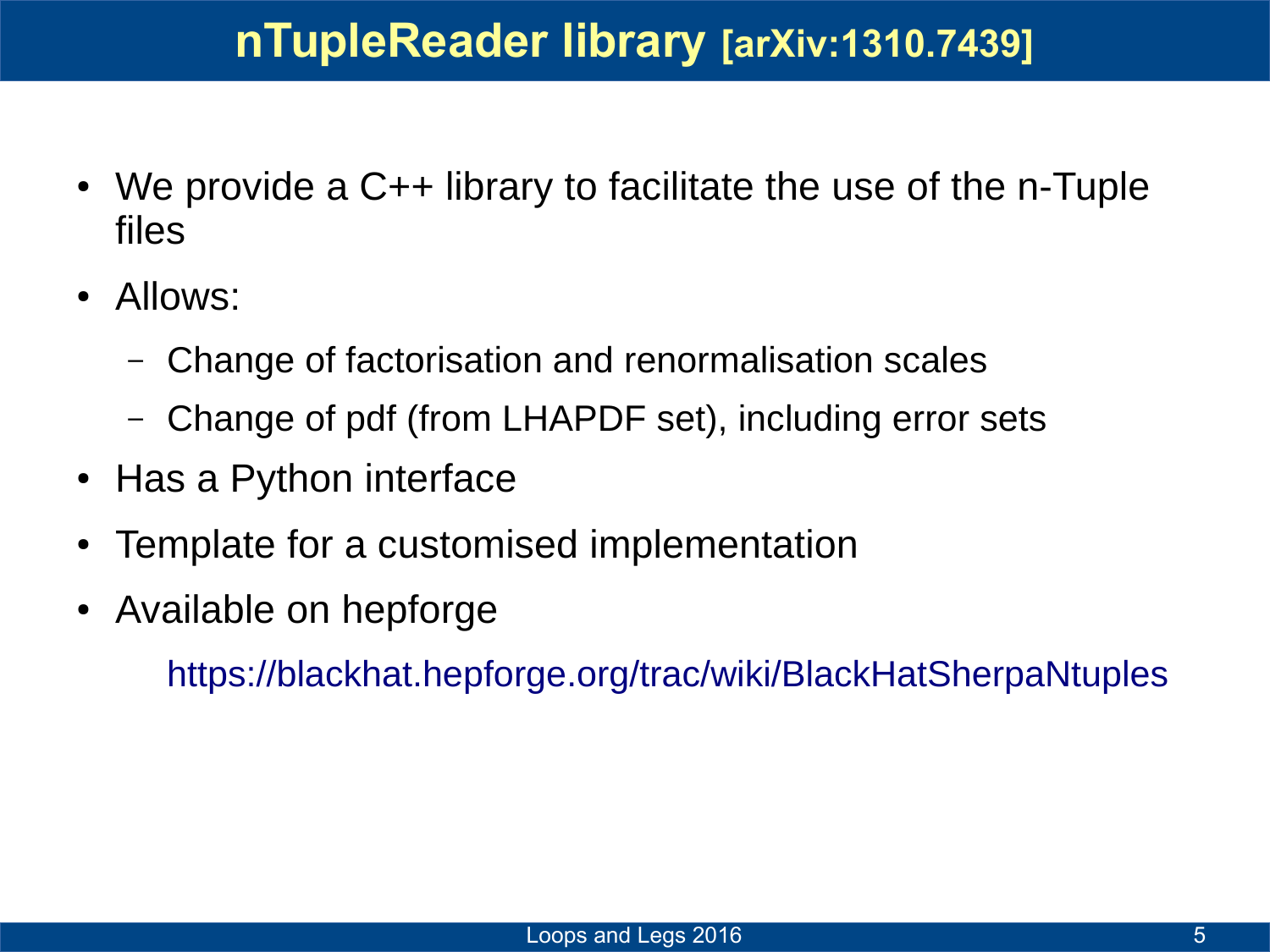# nTupleReader library [arXiv:1310.7439]

- We provide a C++ library to facilitate the use of the n-Tuple files
- Allows:
  - Change of factorisation and renormalisation scales
  - Change of pdf (from LHAPDF set), including error sets
- Has a Python interface
- Template for a customised implementation
- Available on hepforge

  https://blackhat.hepforge.org/trac/wiki/BlackHatSherpaNtuples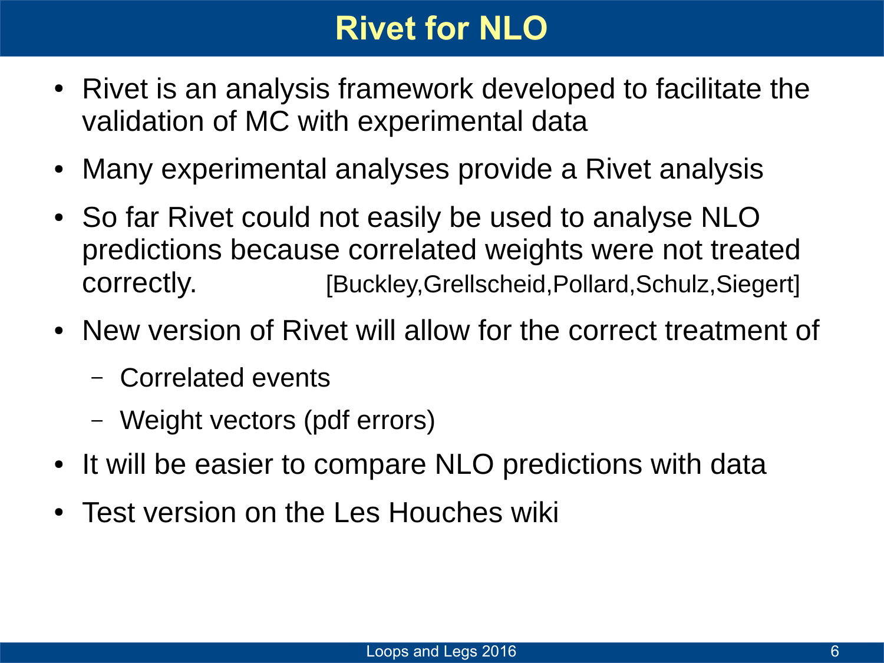# Rivet for NLO

- Rivet is an analysis framework developed to facilitate the validation of MC with experimental data
- Many experimental analyses provide a Rivet analysis
- So far Rivet could not easily be used to analyse NLO predictions because correlated weights were not treated correctly. [Buckley,Grellscheid,Pollard,Schulz,Siegert]
- New version of Rivet will allow for the correct treatment of
  - Correlated events
  - Weight vectors (pdf errors)
- It will be easier to compare NLO predictions with data
- Test version on the Les Houches wiki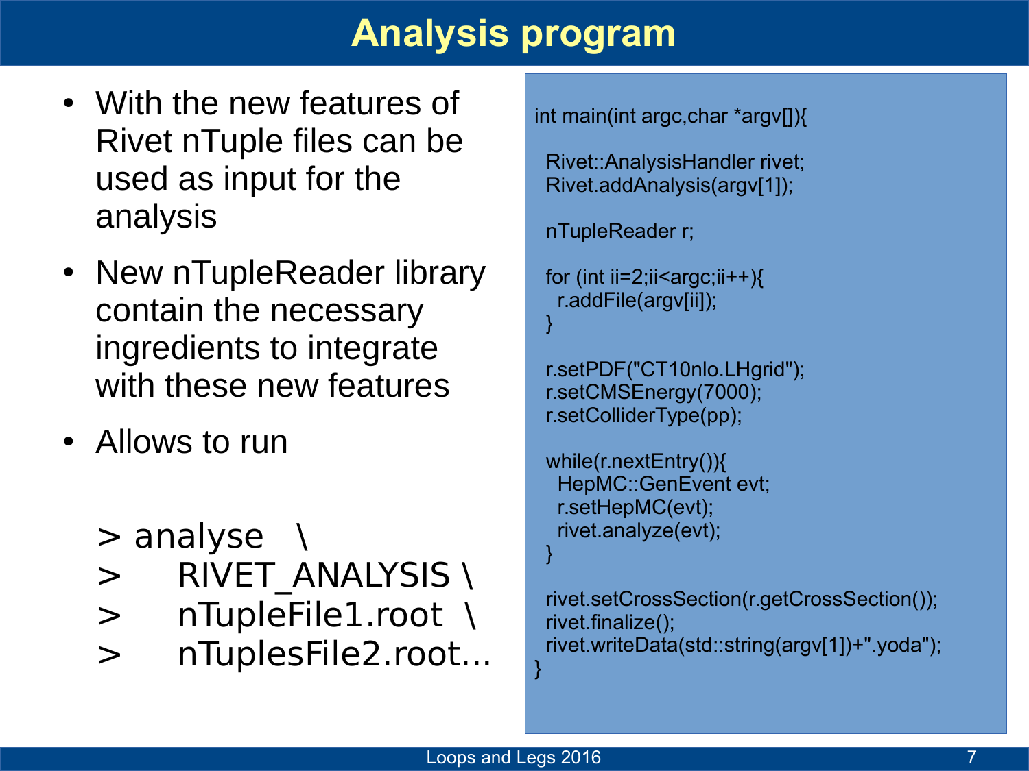# Analysis program

- With the new features of Rivet nTuple files can be used as input for the analysis
- New nTupleReader library contain the necessary ingredients to integrate with these new features
- Allows to run

```
> analyse   \
>     RIVET_ANALYSIS \
>     nTupleFile1.root  \
>     nTuplesFile2.root...
```

```
int main(int argc,char *argv[]){

  Rivet::AnalysisHandler rivet;
  Rivet.addAnalysis(argv[1]);

  nTupleReader r;

  for (int ii=2;ii<argc;ii++){
    r.addFile(argv[ii]);
  }

  r.setPDF("CT10nlo.LHgrid");
  r.setCMSEnergy(7000);
  r.setColliderType(pp);

  while(r.nextEntry()){
    HepMC::GenEvent evt;
    r.setHepMC(evt);
    rivet.analyze(evt);
  }

  rivet.setCrossSection(r.getCrossSection());
  rivet.finalize();
  rivet.writeData(std::string(argv[1])+".yoda");
}
```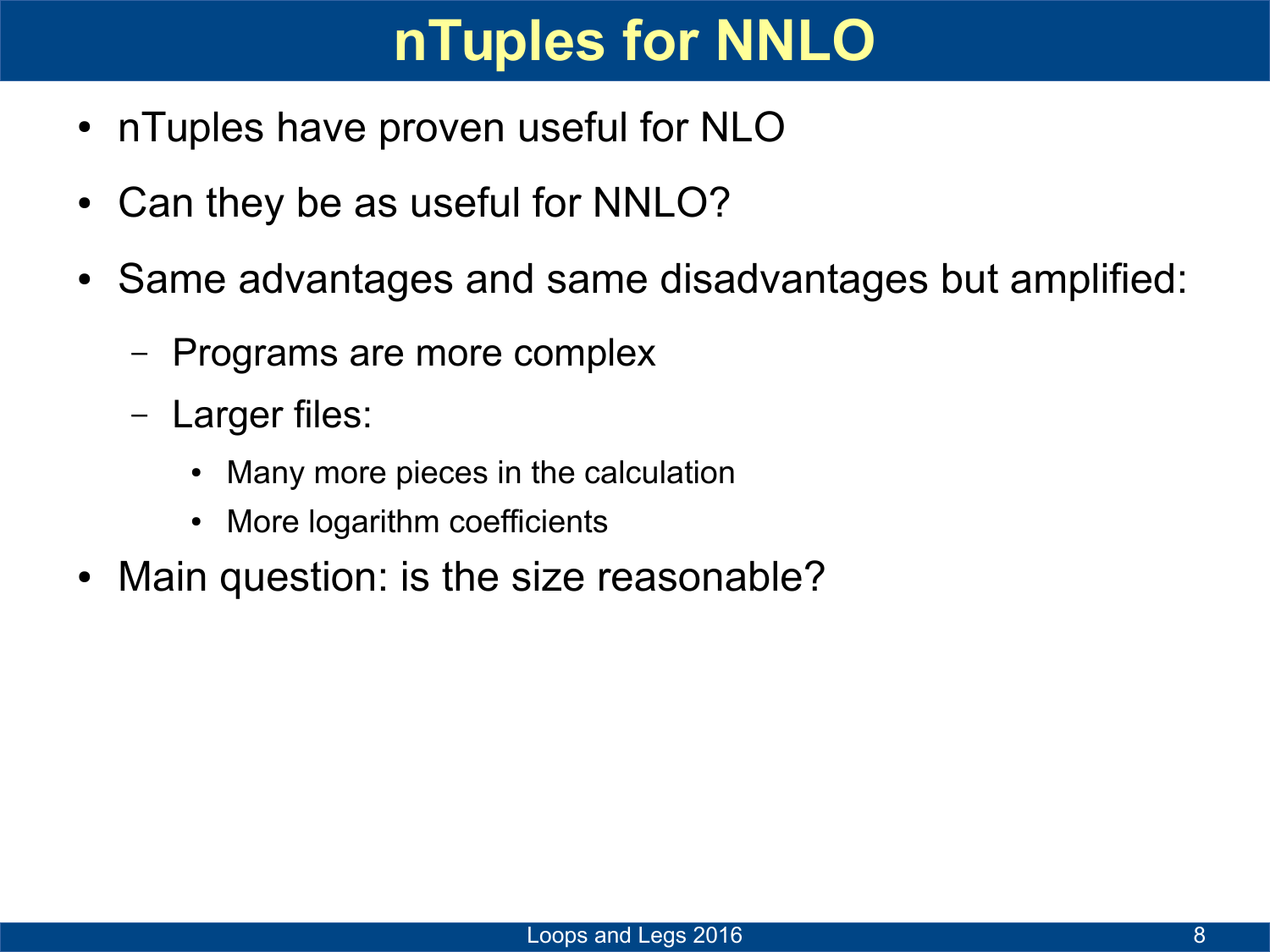# nTuples for NNLO

- nTuples have proven useful for NLO
- Can they be as useful for NNLO?
- Same advantages and same disadvantages but amplified:
  - Programs are more complex
  - Larger files:
    - Many more pieces in the calculation
    - More logarithm coefficients
- Main question: is the size reasonable?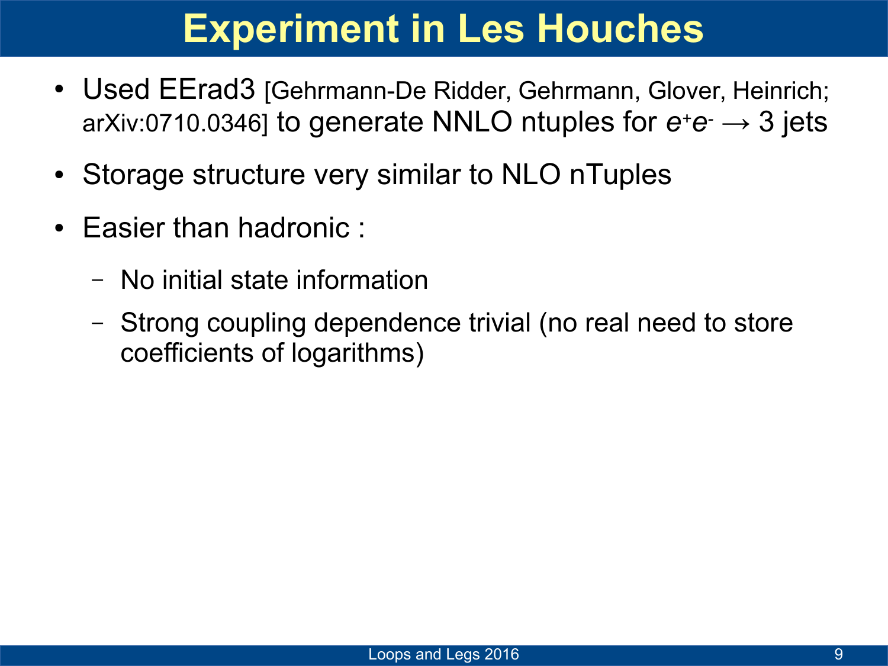# Experiment in Les Houches

- Used EErad3 [Gehrmann-De Ridder, Gehrmann, Glover, Heinrich; arXiv:0710.0346] to generate NNLO ntuples for $e^+e^- \rightarrow 3$ jets
- Storage structure very similar to NLO nTuples
- Easier than hadronic :
  - No initial state information
  - Strong coupling dependence trivial (no real need to store coefficients of logarithms)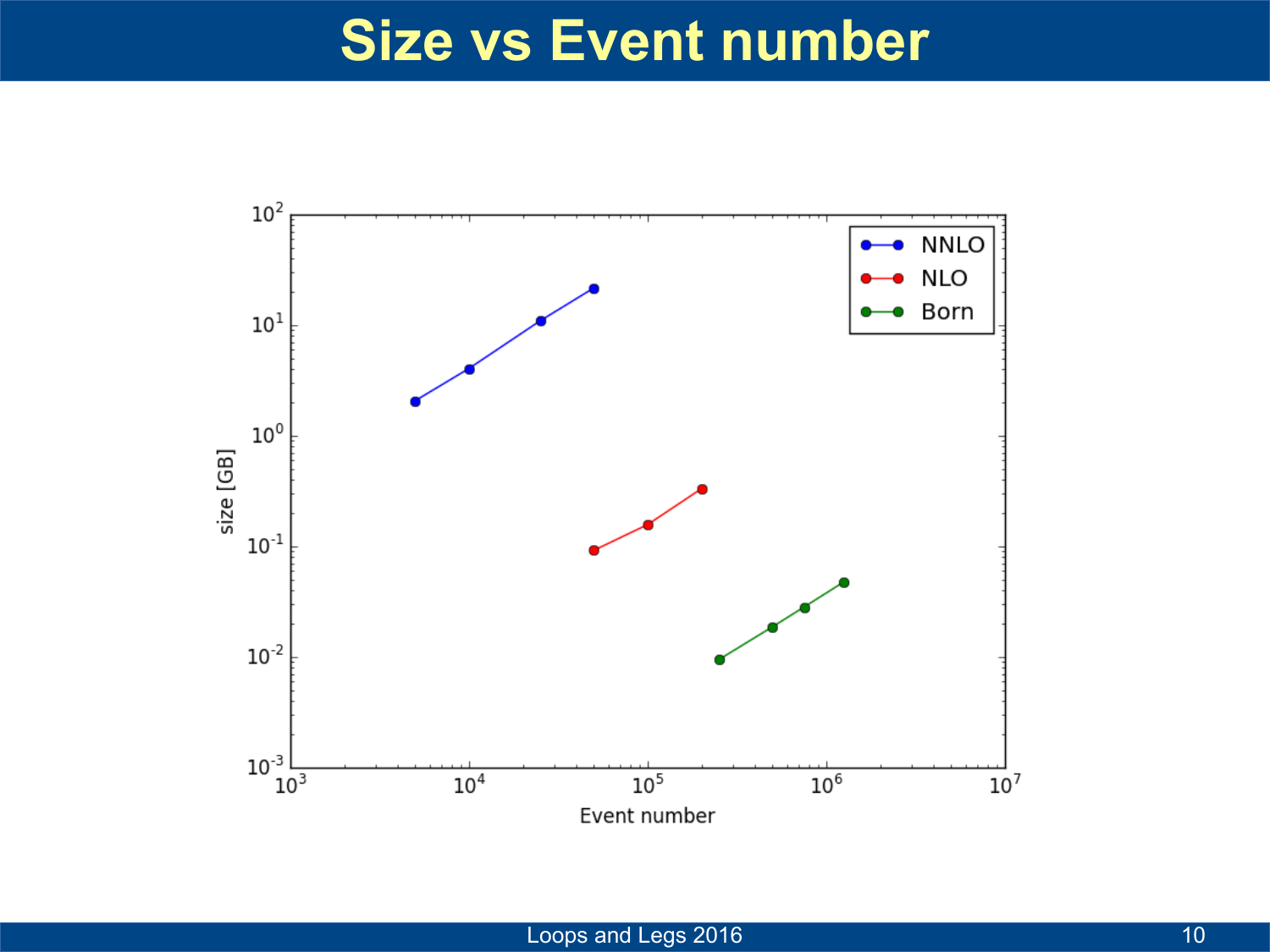# Size vs Event number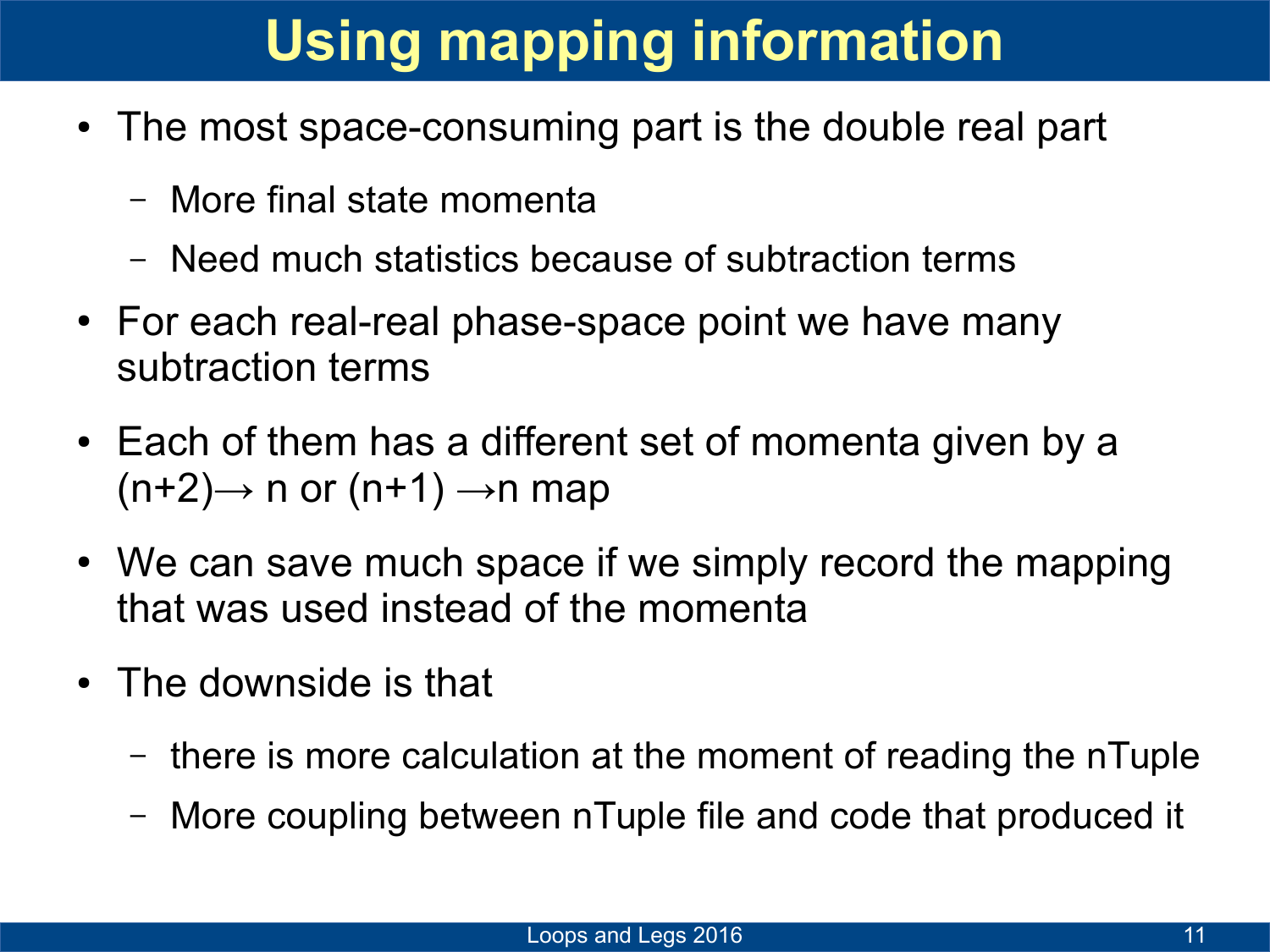# Using mapping information

- The most space-consuming part is the double real part
  - More final state momenta
  - Need much statistics because of subtraction terms
- For each real-real phase-space point we have many subtraction terms
- Each of them has a different set of momenta given by a $(n+2) \rightarrow n$ or $(n+1) \rightarrow n$ map
- We can save much space if we simply record the mapping that was used instead of the momenta
- The downside is that
  - there is more calculation at the moment of reading the nTuple
  - More coupling between nTuple file and code that produced it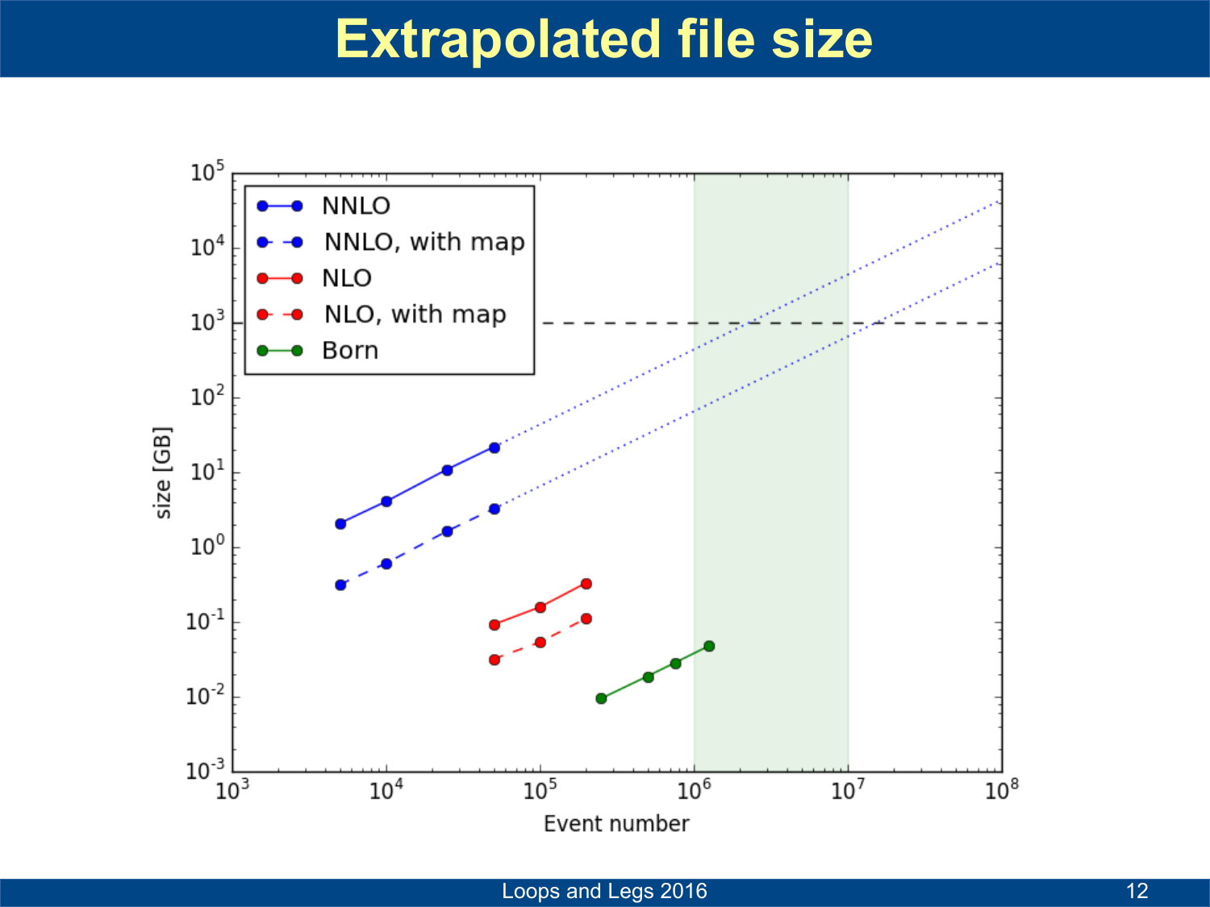# Extrapolated file size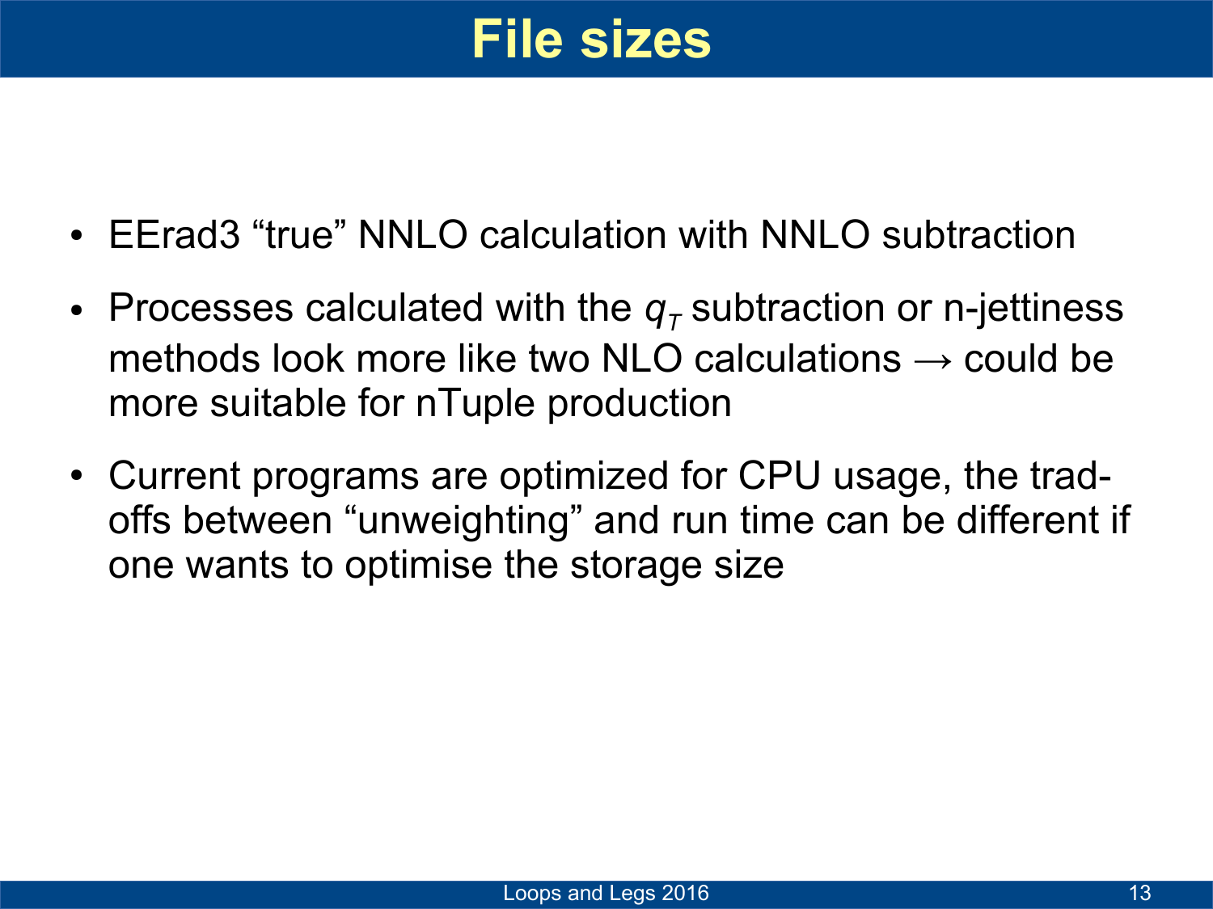# File sizes

- EErad3 “true” NNLO calculation with NNLO subtraction
- Processes calculated with the $q_T$ subtraction or n-jettiness methods look more like two NLO calculations → could be more suitable for nTuple production
- Current programs are optimized for CPU usage, the trad-offs between “unweighting” and run time can be different if one wants to optimise the storage size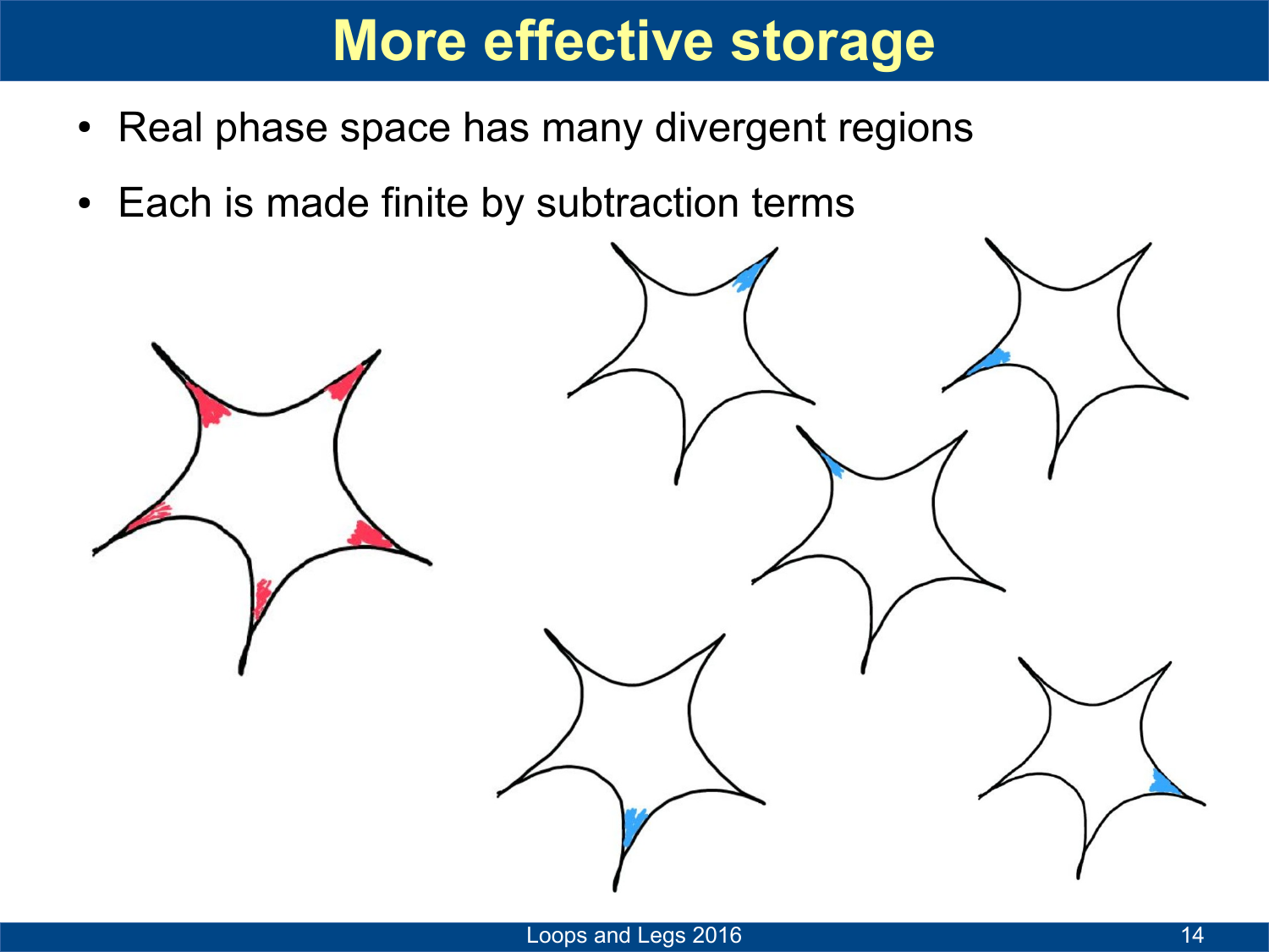# More effective storage

- Real phase space has many divergent regions
- Each is made finite by subtraction terms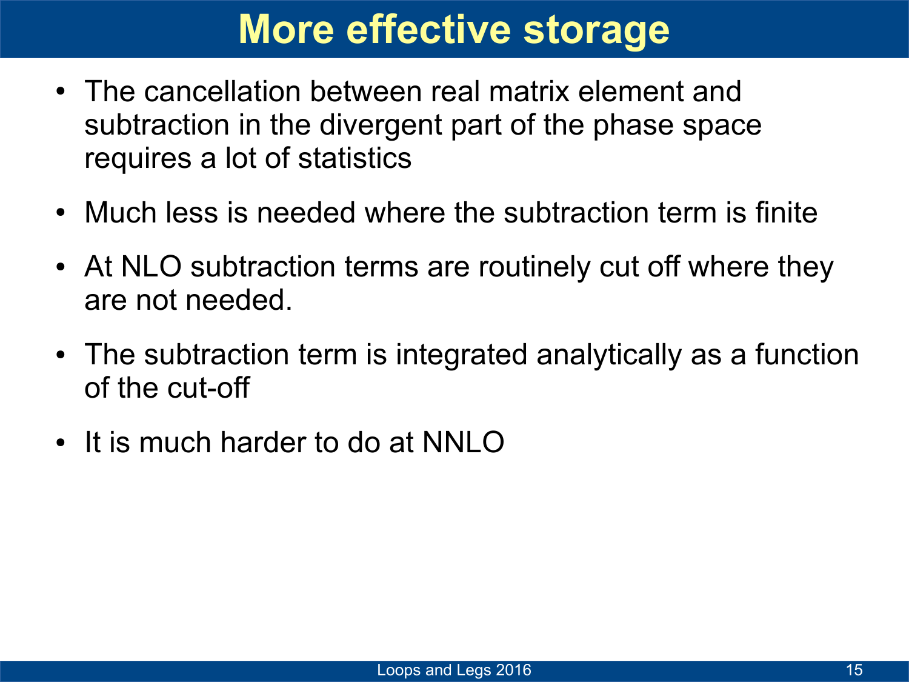# More effective storage

- The cancellation between real matrix element and subtraction in the divergent part of the phase space requires a lot of statistics
- Much less is needed where the subtraction term is finite
- At NLO subtraction terms are routinely cut off where they are not needed.
- The subtraction term is integrated analytically as a function of the cut-off
- It is much harder to do at NNLO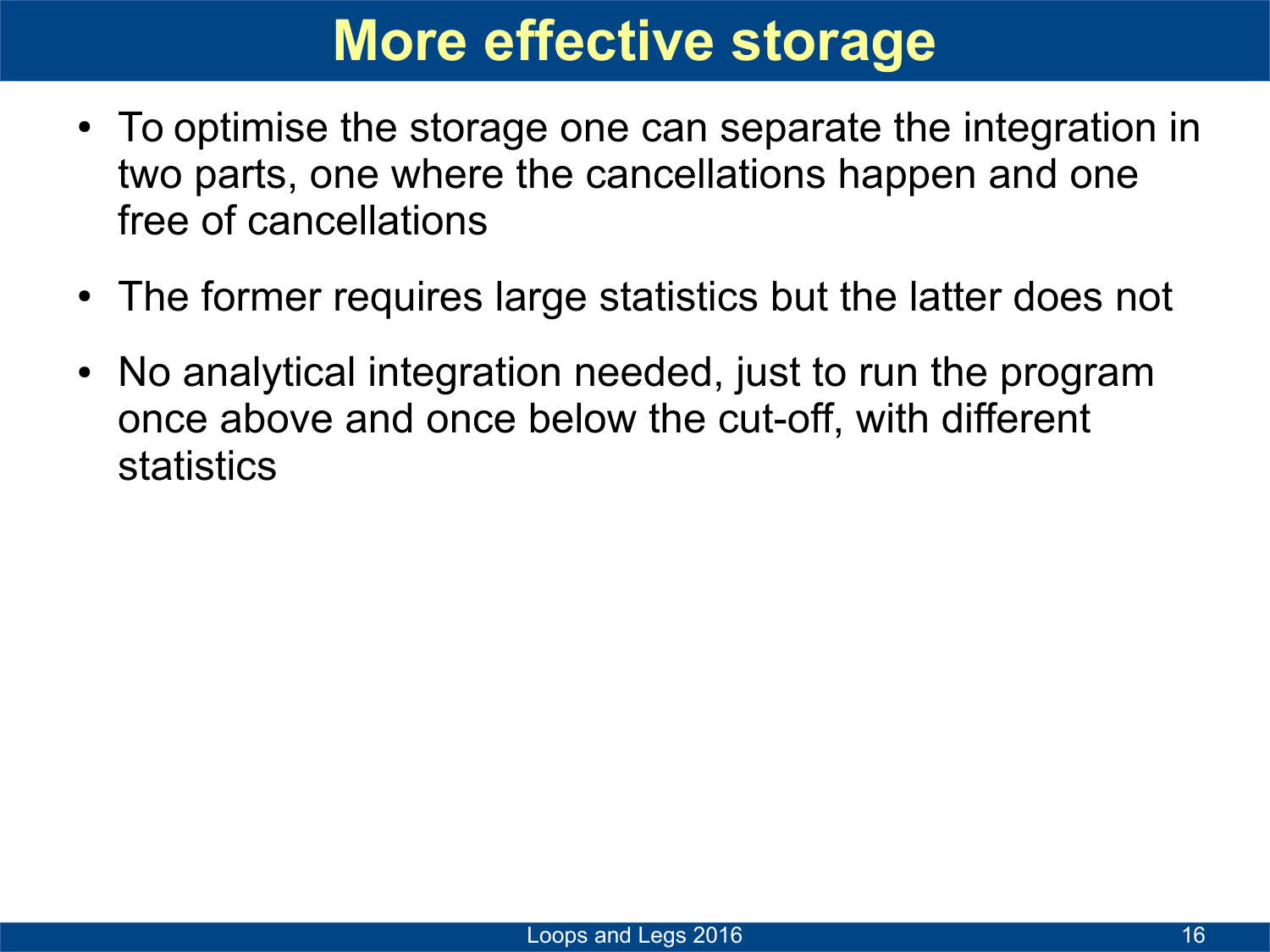# More effective storage

- To optimise the storage one can separate the integration in two parts, one where the cancellations happen and one free of cancellations
- The former requires large statistics but the latter does not
- No analytical integration needed, just to run the program once above and once below the cut-off, with different statistics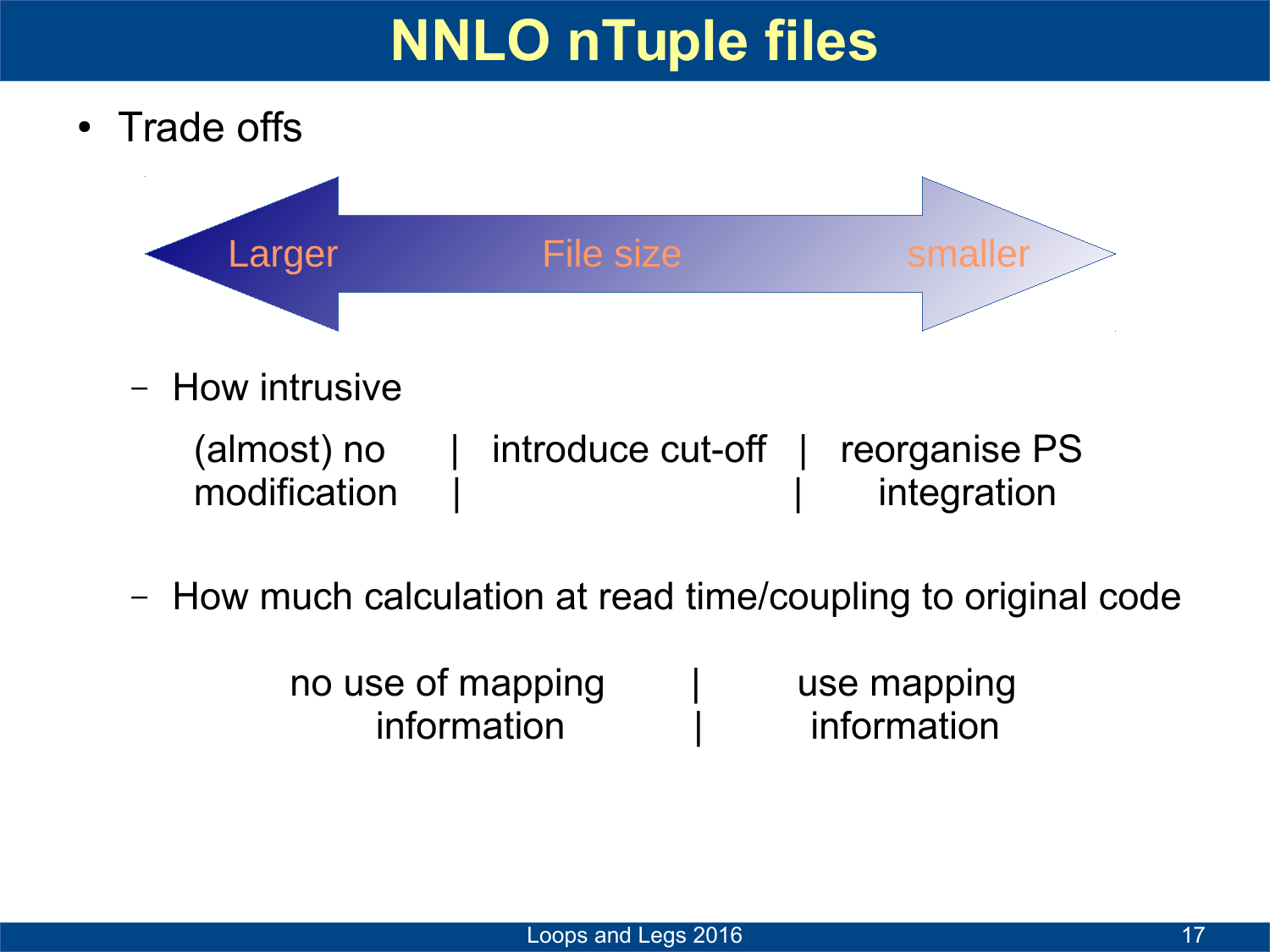# NNLO nTuple files

- Trade offs

Larger ← File size → smaller

  - How intrusive

| (almost) no modification | introduce cut-off | reorganise PS integration |
|---|---|---|

  - How much calculation at read time/coupling to original code

| no use of mapping information | use mapping information |
|---|---|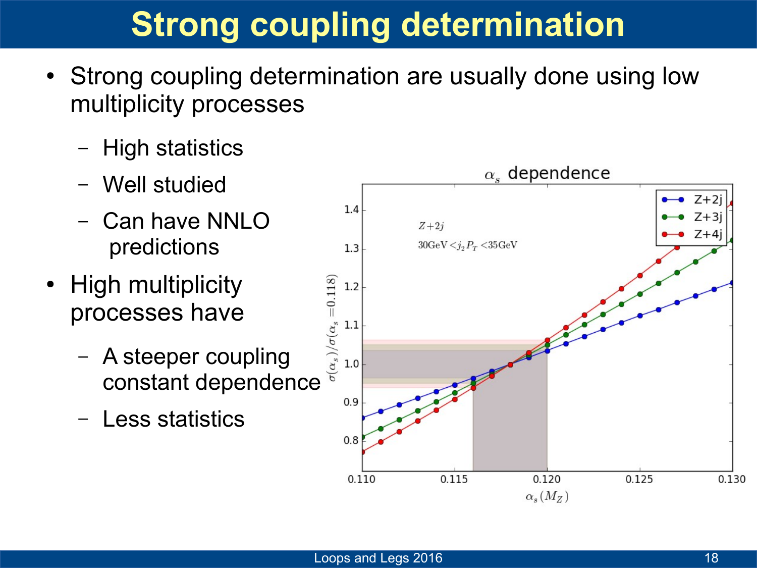# Strong coupling determination

- Strong coupling determination are usually done using low multiplicity processes
  - High statistics
  - Well studied
  - Can have NNLO predictions
- High multiplicity processes have
  - A steeper coupling constant dependence
  - Less statistics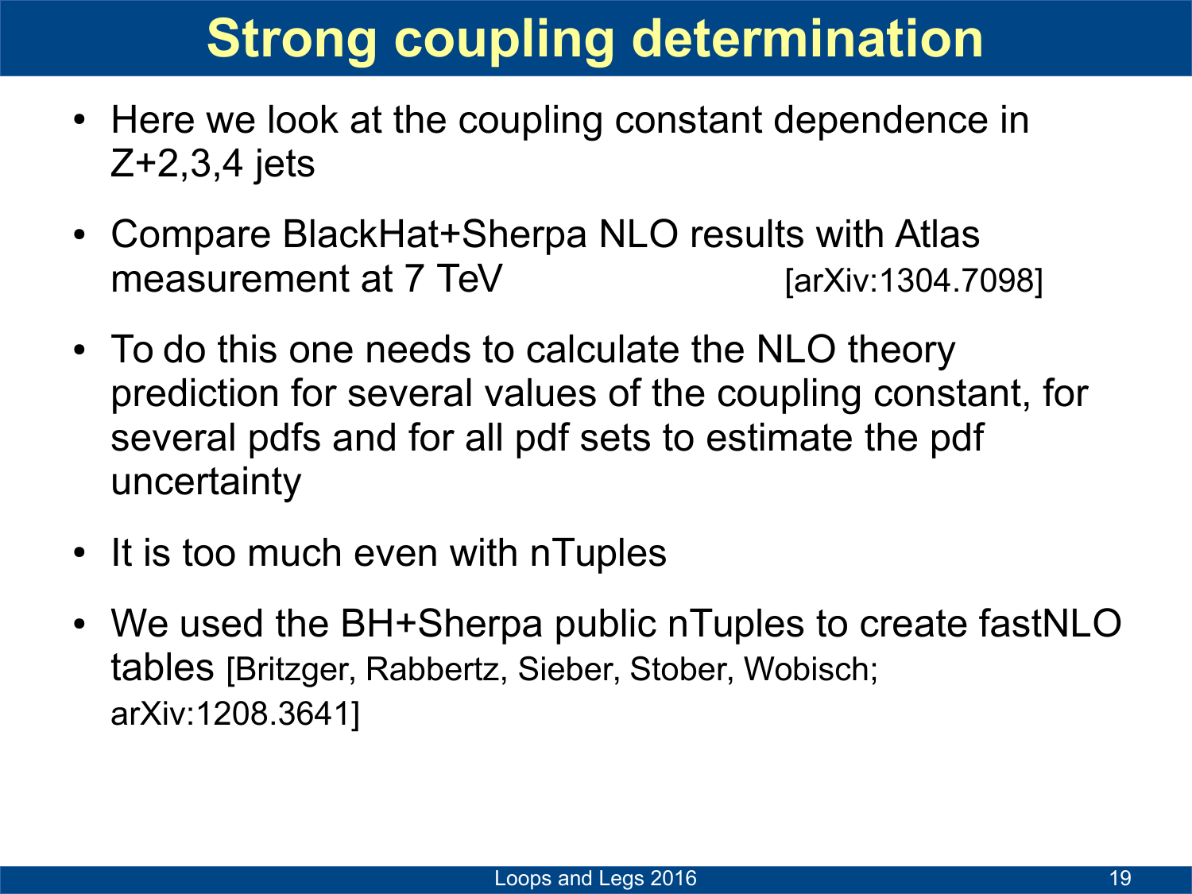# Strong coupling determination

- Here we look at the coupling constant dependence in Z+2,3,4 jets
- Compare BlackHat+Sherpa NLO results with Atlas measurement at 7 TeV [arXiv:1304.7098]
- To do this one needs to calculate the NLO theory prediction for several values of the coupling constant, for several pdfs and for all pdf sets to estimate the pdf uncertainty
- It is too much even with nTuples
- We used the BH+Sherpa public nTuples to create fastNLO tables [Britzger, Rabbertz, Sieber, Stober, Wobisch; arXiv:1208.3641]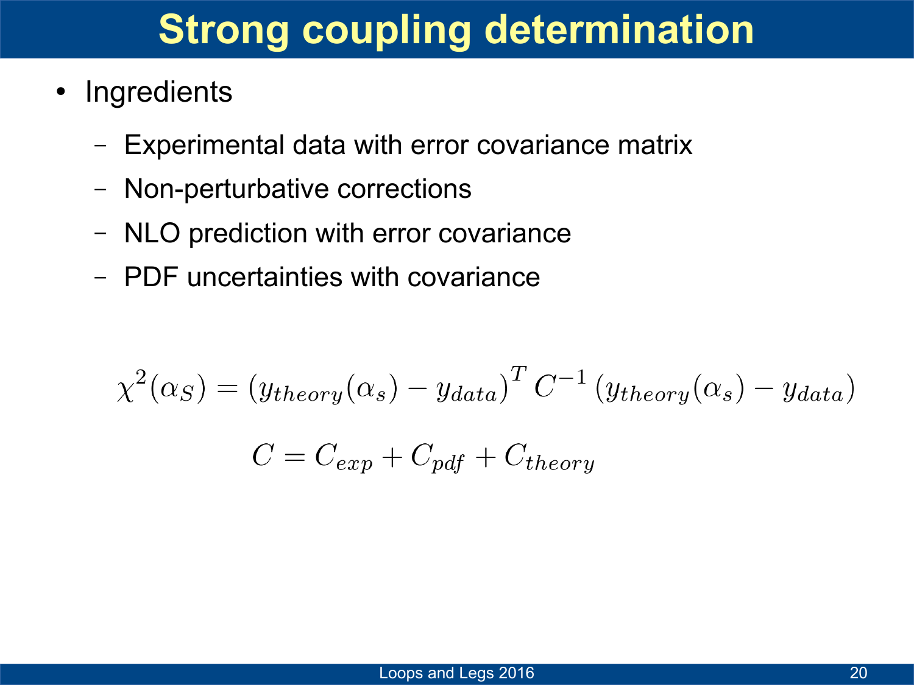# Strong coupling determination

- Ingredients
  - Experimental data with error covariance matrix
  - Non-perturbative corrections
  - NLO prediction with error covariance
  - PDF uncertainties with covariance

$$\chi^2(\alpha_S) = (y_{theory}(\alpha_s) - y_{data})^T \, C^{-1} \, (y_{theory}(\alpha_s) - y_{data})$$

$$C = C_{exp} + C_{pdf} + C_{theory}$$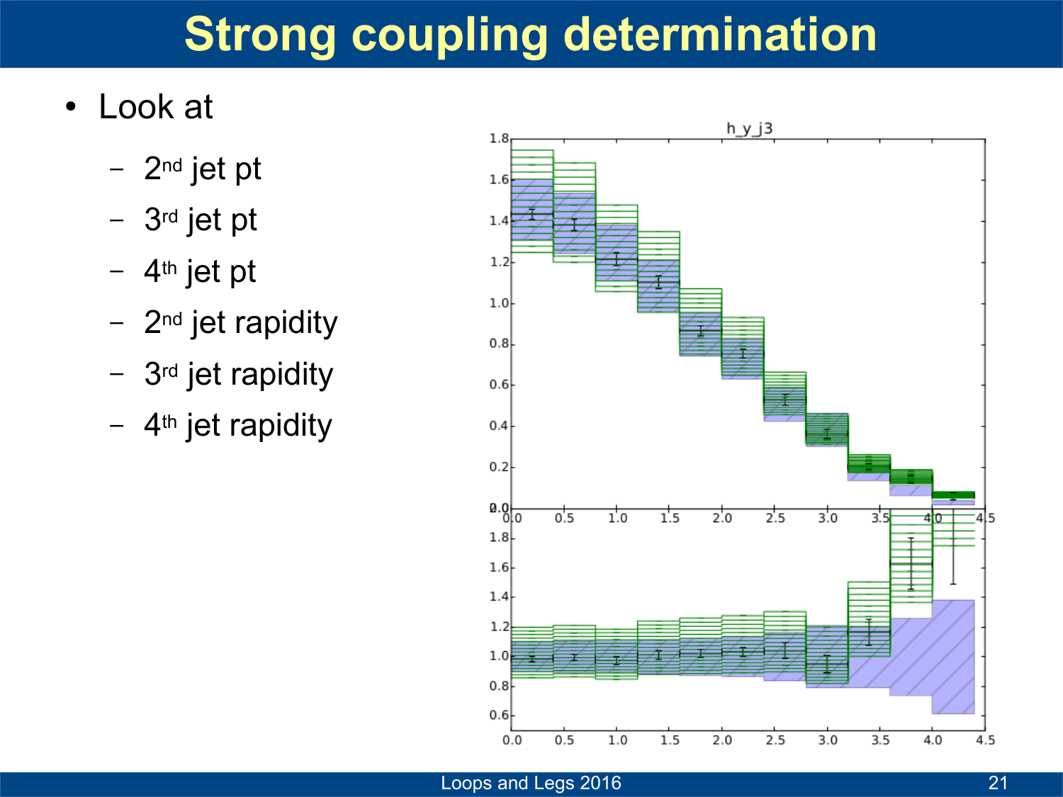# Strong coupling determination

- Look at
  - 2nd jet pt
  - 3rd jet pt
  - 4th jet pt
  - 2nd jet rapidity
  - 3rd jet rapidity
  - 4th jet rapidity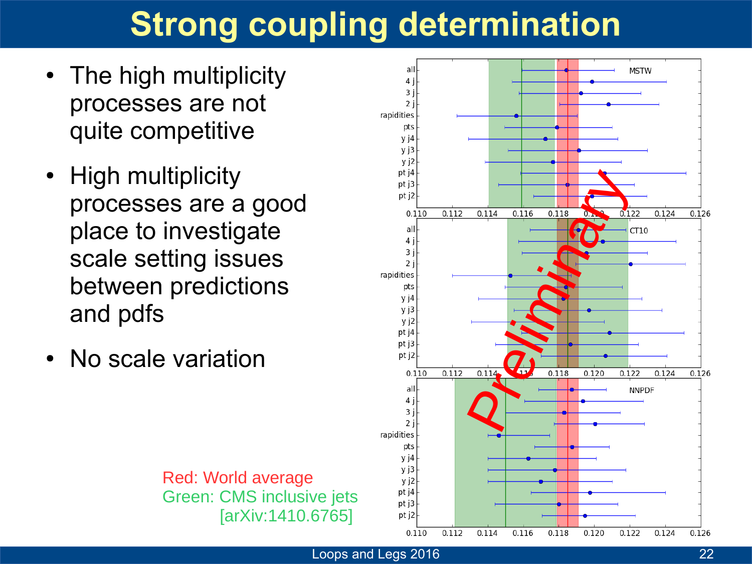# Strong coupling determination

- The high multiplicity processes are not quite competitive
- High multiplicity processes are a good place to investigate scale setting issues between predictions and pdfs
- No scale variation

Red: World average
Green: CMS inclusive jets [arXiv:1410.6765]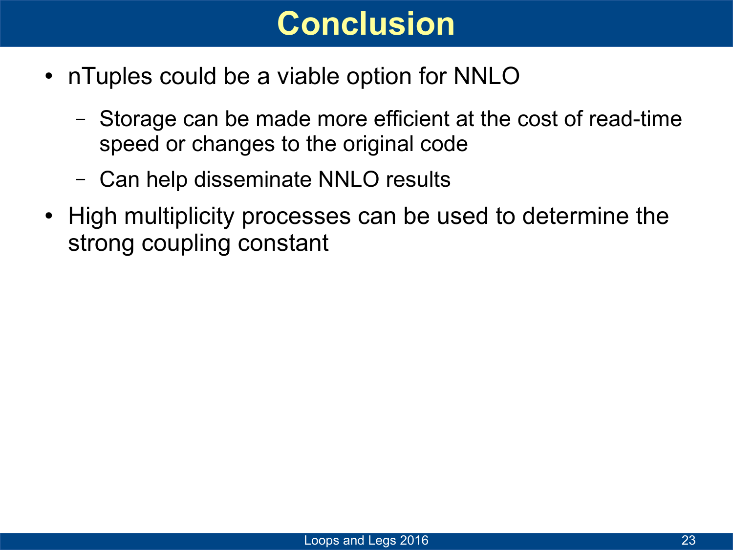# Conclusion

- nTuples could be a viable option for NNLO
  - Storage can be made more efficient at the cost of read-time speed or changes to the original code
  - Can help disseminate NNLO results
- High multiplicity processes can be used to determine the strong coupling constant